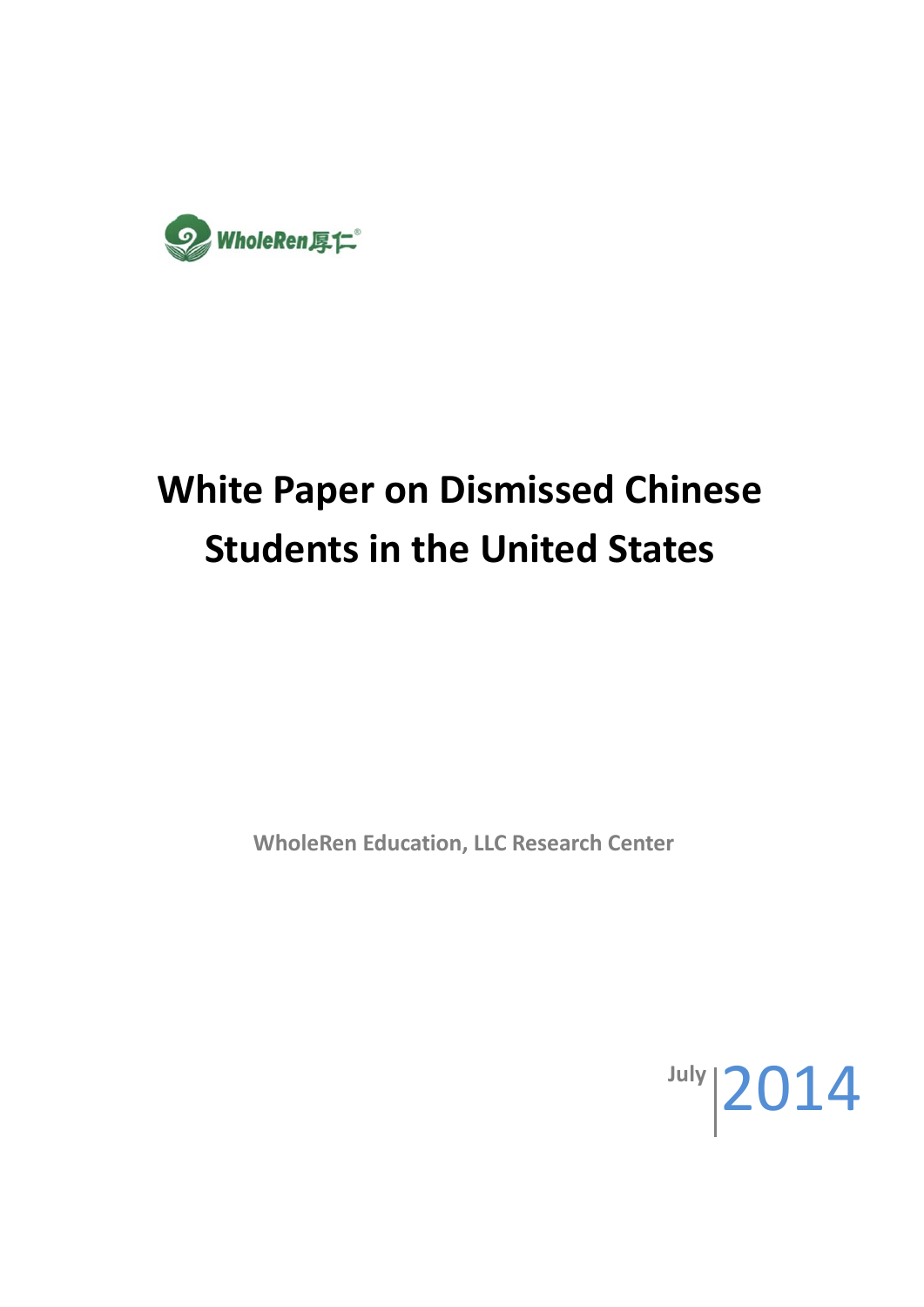WholeRen厚仁®

# White Paper on Dismissed Chinese Students in the United States

**WholeRen Education, LLC Research Center**

July 2014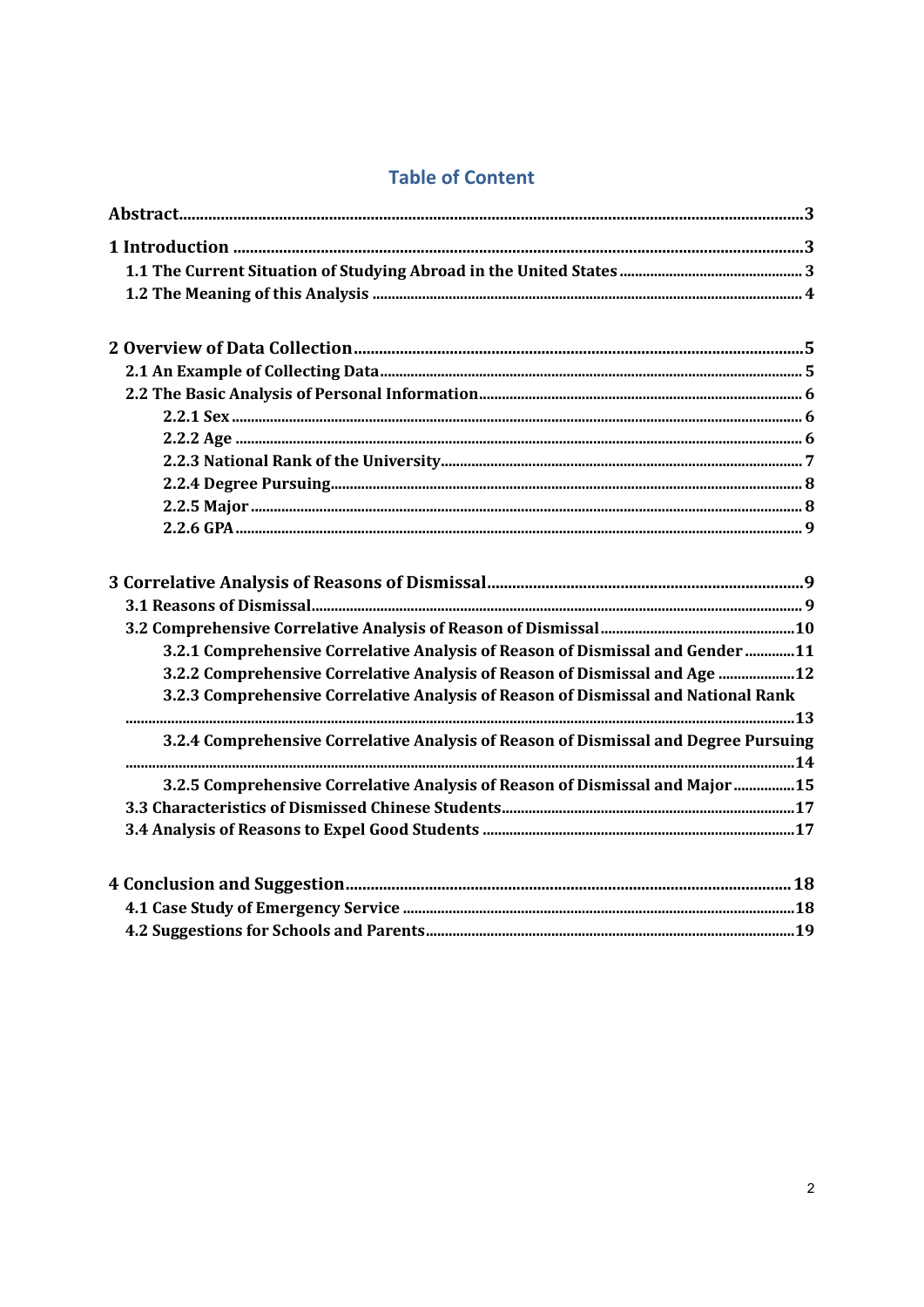# Table of Content

**Abstract** .......... 3

**1 Introduction** .......... 3

**1.1 The Current Situation of Studying Abroad in the United States** .......... 3

**1.2 The Meaning of this Analysis** .......... 4

**2 Overview of Data Collection** .......... 5

**2.1 An Example of Collecting Data** .......... 5

**2.2 The Basic Analysis of Personal Information** .......... 6

**2.2.1 Sex** .......... 6

**2.2.2 Age** .......... 6

**2.2.3 National Rank of the University** .......... 7

**2.2.4 Degree Pursuing** .......... 8

**2.2.5 Major** .......... 8

**2.2.6 GPA** .......... 9

**3 Correlative Analysis of Reasons of Dismissal** .......... 9

**3.1 Reasons of Dismissal** .......... 9

**3.2 Comprehensive Correlative Analysis of Reason of Dismissal** .......... 10

**3.2.1 Comprehensive Correlative Analysis of Reason of Dismissal and Gender** .......... 11

**3.2.2 Comprehensive Correlative Analysis of Reason of Dismissal and Age** .......... 12

**3.2.3 Comprehensive Correlative Analysis of Reason of Dismissal and National Rank** .......... 13

**3.2.4 Comprehensive Correlative Analysis of Reason of Dismissal and Degree Pursuing** .......... 14

**3.2.5 Comprehensive Correlative Analysis of Reason of Dismissal and Major** .......... 15

**3.3 Characteristics of Dismissed Chinese Students** .......... 17

**3.4 Analysis of Reasons to Expel Good Students** .......... 17

**4 Conclusion and Suggestion** .......... 18

**4.1 Case Study of Emergency Service** .......... 18

**4.2 Suggestions for Schools and Parents** .......... 19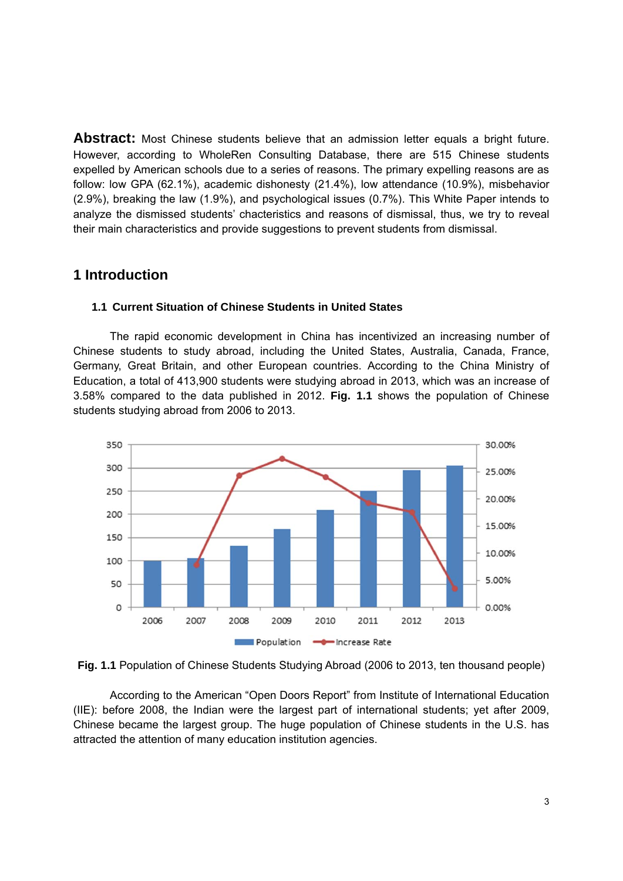**Abstract:** Most Chinese students believe that an admission letter equals a bright future. However, according to WholeRen Consulting Database, there are 515 Chinese students expelled by American schools due to a series of reasons. The primary expelling reasons are as follow: low GPA (62.1%), academic dishonesty (21.4%), low attendance (10.9%), misbehavior (2.9%), breaking the law (1.9%), and psychological issues (0.7%). This White Paper intends to analyze the dismissed students' chacteristics and reasons of dismissal, thus, we try to reveal their main characteristics and provide suggestions to prevent students from dismissal.

# 1 Introduction

## 1.1 Current Situation of Chinese Students in United States

The rapid economic development in China has incentivized an increasing number of Chinese students to study abroad, including the United States, Australia, Canada, France, Germany, Great Britain, and other European countries. According to the China Ministry of Education, a total of 413,900 students were studying abroad in 2013, which was an increase of 3.58% compared to the data published in 2012. **Fig. 1.1** shows the population of Chinese students studying abroad from 2006 to 2013.

**Fig. 1.1** Population of Chinese Students Studying Abroad (2006 to 2013, ten thousand people)

According to the American "Open Doors Report" from Institute of International Education (IIE): before 2008, the Indian were the largest part of international students; yet after 2009, Chinese became the largest group. The huge population of Chinese students in the U.S. has attracted the attention of many education institution agencies.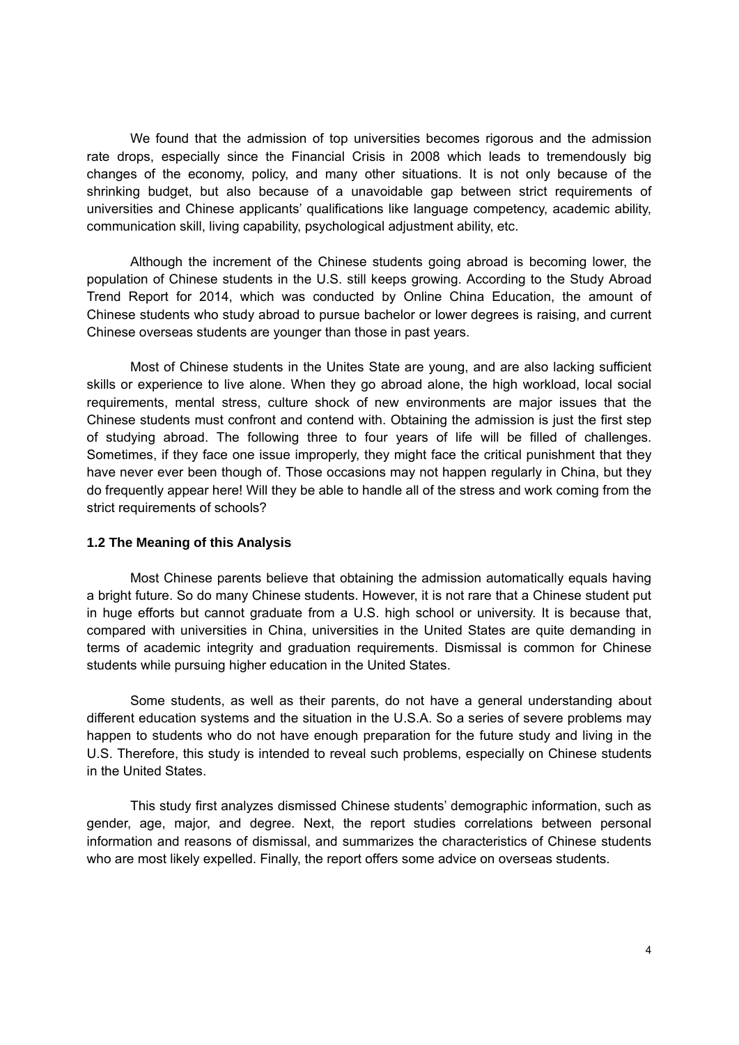We found that the admission of top universities becomes rigorous and the admission rate drops, especially since the Financial Crisis in 2008 which leads to tremendously big changes of the economy, policy, and many other situations. It is not only because of the shrinking budget, but also because of a unavoidable gap between strict requirements of universities and Chinese applicants' qualifications like language competency, academic ability, communication skill, living capability, psychological adjustment ability, etc.

Although the increment of the Chinese students going abroad is becoming lower, the population of Chinese students in the U.S. still keeps growing. According to the Study Abroad Trend Report for 2014, which was conducted by Online China Education, the amount of Chinese students who study abroad to pursue bachelor or lower degrees is raising, and current Chinese overseas students are younger than those in past years.

Most of Chinese students in the Unites State are young, and are also lacking sufficient skills or experience to live alone. When they go abroad alone, the high workload, local social requirements, mental stress, culture shock of new environments are major issues that the Chinese students must confront and contend with. Obtaining the admission is just the first step of studying abroad. The following three to four years of life will be filled of challenges. Sometimes, if they face one issue improperly, they might face the critical punishment that they have never ever been though of. Those occasions may not happen regularly in China, but they do frequently appear here! Will they be able to handle all of the stress and work coming from the strict requirements of schools?

### 1.2 The Meaning of this Analysis

Most Chinese parents believe that obtaining the admission automatically equals having a bright future. So do many Chinese students. However, it is not rare that a Chinese student put in huge efforts but cannot graduate from a U.S. high school or university. It is because that, compared with universities in China, universities in the United States are quite demanding in terms of academic integrity and graduation requirements. Dismissal is common for Chinese students while pursuing higher education in the United States.

Some students, as well as their parents, do not have a general understanding about different education systems and the situation in the U.S.A. So a series of severe problems may happen to students who do not have enough preparation for the future study and living in the U.S. Therefore, this study is intended to reveal such problems, especially on Chinese students in the United States.

This study first analyzes dismissed Chinese students' demographic information, such as gender, age, major, and degree. Next, the report studies correlations between personal information and reasons of dismissal, and summarizes the characteristics of Chinese students who are most likely expelled. Finally, the report offers some advice on overseas students.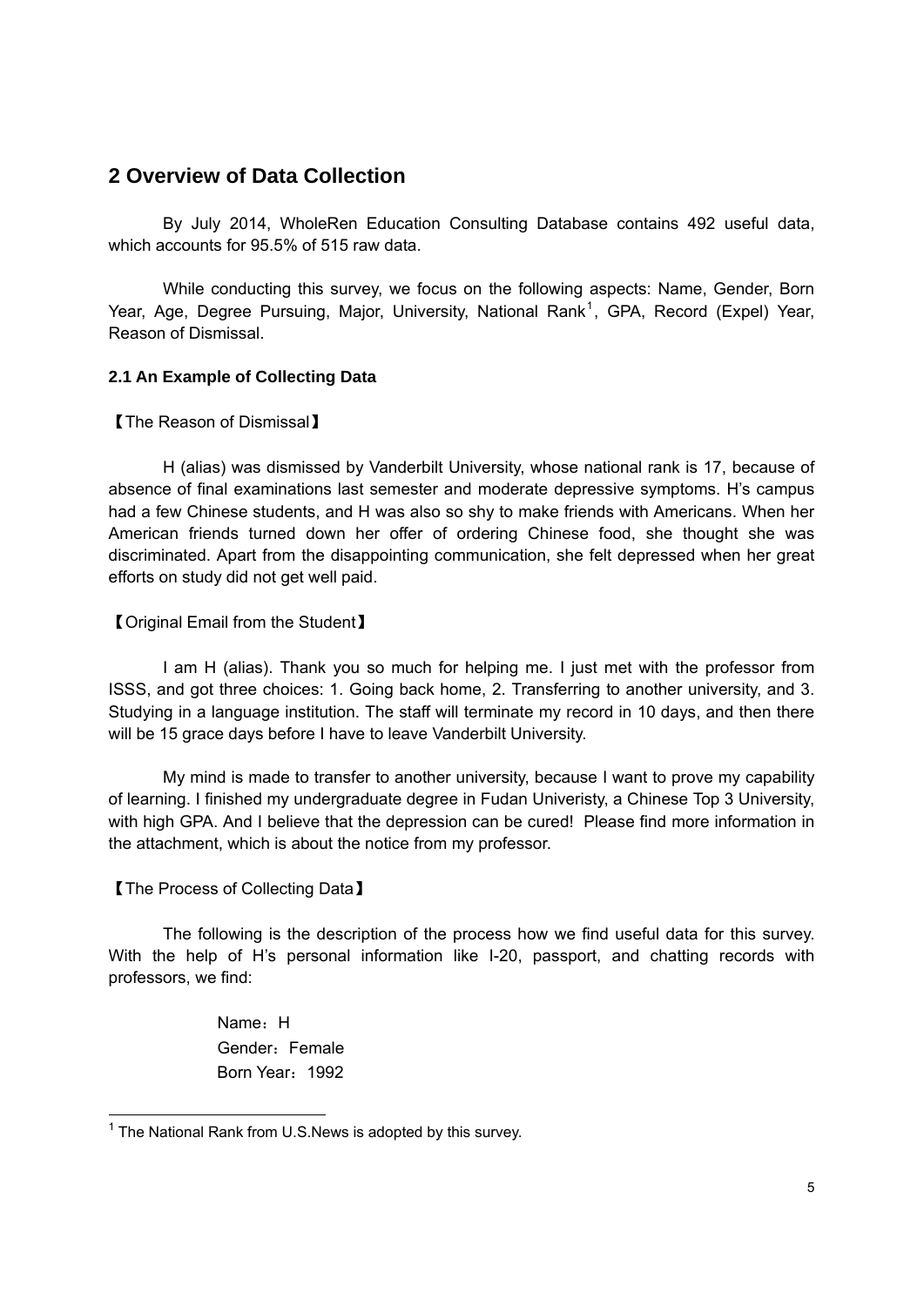## 2 Overview of Data Collection

By July 2014, WholeRen Education Consulting Database contains 492 useful data, which accounts for 95.5% of 515 raw data.

While conducting this survey, we focus on the following aspects: Name, Gender, Born Year, Age, Degree Pursuing, Major, University, National Rank[1], GPA, Record (Expel) Year, Reason of Dismissal.

### 2.1 An Example of Collecting Data

【The Reason of Dismissal】

H (alias) was dismissed by Vanderbilt University, whose national rank is 17, because of absence of final examinations last semester and moderate depressive symptoms. H's campus had a few Chinese students, and H was also so shy to make friends with Americans. When her American friends turned down her offer of ordering Chinese food, she thought she was discriminated. Apart from the disappointing communication, she felt depressed when her great efforts on study did not get well paid.

【Original Email from the Student】

I am H (alias). Thank you so much for helping me. I just met with the professor from ISSS, and got three choices: 1. Going back home, 2. Transferring to another university, and 3. Studying in a language institution. The staff will terminate my record in 10 days, and then there will be 15 grace days before I have to leave Vanderbilt University.

My mind is made to transfer to another university, because I want to prove my capability of learning. I finished my undergraduate degree in Fudan Univeristy, a Chinese Top 3 University, with high GPA. And I believe that the depression can be cured! Please find more information in the attachment, which is about the notice from my professor.

【The Process of Collecting Data】

The following is the description of the process how we find useful data for this survey. With the help of H's personal information like I-20, passport, and chatting records with professors, we find:

Name：H
Gender：Female
Born Year：1992

[1] The National Rank from U.S.News is adopted by this survey.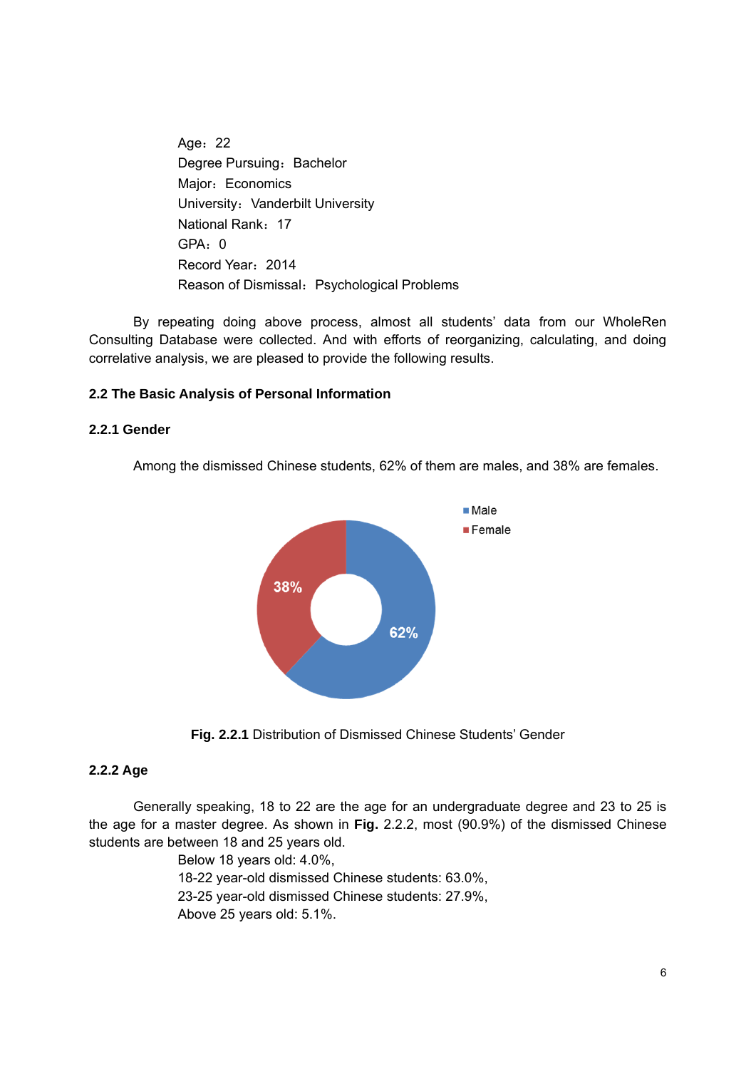Age：22
Degree Pursuing：Bachelor
Major：Economics
University：Vanderbilt University
National Rank：17
GPA：0
Record Year：2014
Reason of Dismissal：Psychological Problems

By repeating doing above process, almost all students' data from our WholeRen Consulting Database were collected. And with efforts of reorganizing, calculating, and doing correlative analysis, we are pleased to provide the following results.

## 2.2 The Basic Analysis of Personal Information

### 2.2.1 Gender

Among the dismissed Chinese students, 62% of them are males, and 38% are females.

**Fig. 2.2.1** Distribution of Dismissed Chinese Students' Gender

### 2.2.2 Age

Generally speaking, 18 to 22 are the age for an undergraduate degree and 23 to 25 is the age for a master degree. As shown in **Fig.** 2.2.2, most (90.9%) of the dismissed Chinese students are between 18 and 25 years old.

Below 18 years old: 4.0%,
18-22 year-old dismissed Chinese students: 63.0%,
23-25 year-old dismissed Chinese students: 27.9%,
Above 25 years old: 5.1%.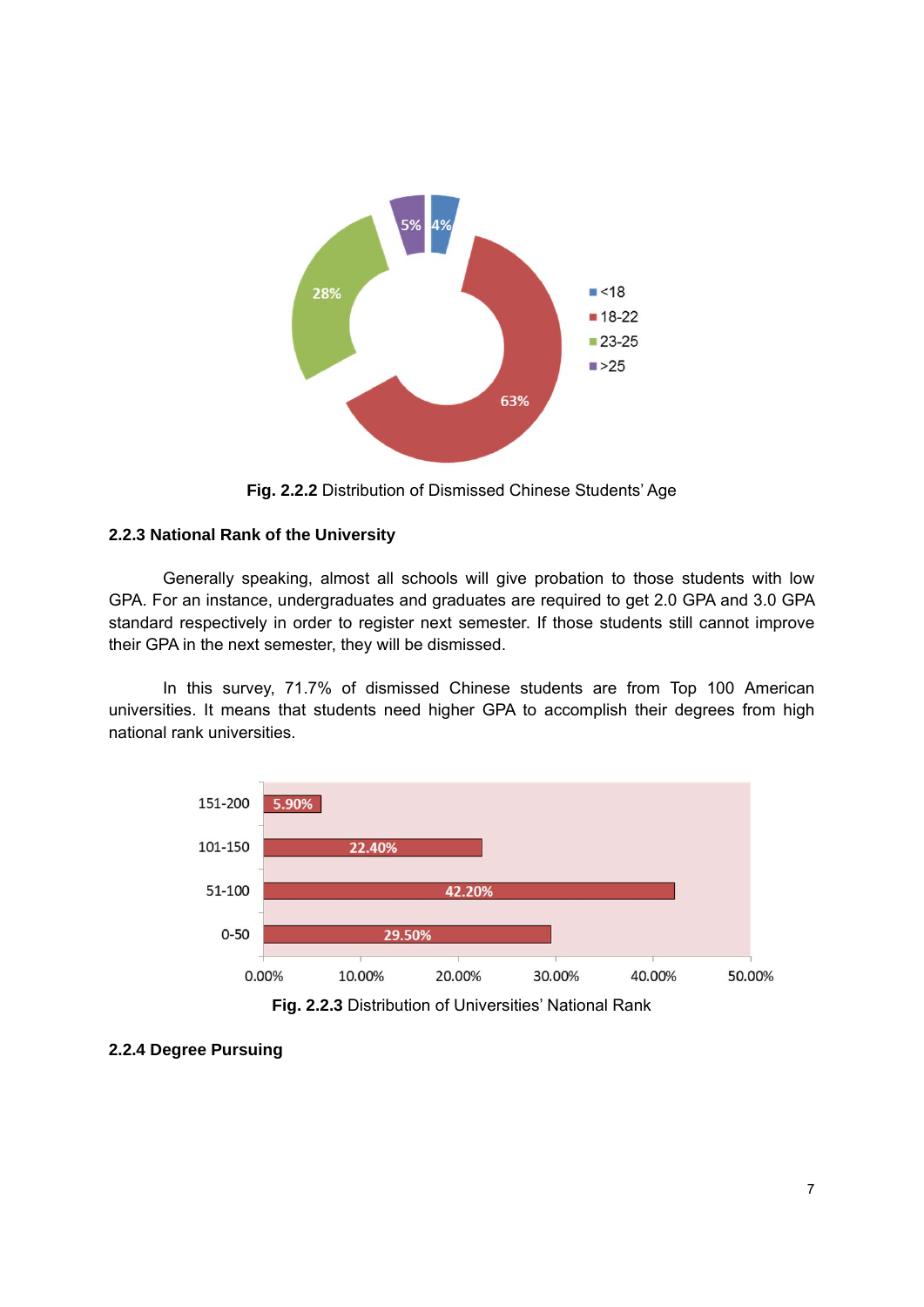**Fig. 2.2.2** Distribution of Dismissed Chinese Students' Age

### 2.2.3 National Rank of the University

Generally speaking, almost all schools will give probation to those students with low GPA. For an instance, undergraduates and graduates are required to get 2.0 GPA and 3.0 GPA standard respectively in order to register next semester. If those students still cannot improve their GPA in the next semester, they will be dismissed.

In this survey, 71.7% of dismissed Chinese students are from Top 100 American universities. It means that students need higher GPA to accomplish their degrees from high national rank universities.

**Fig. 2.2.3** Distribution of Universities' National Rank

### 2.2.4 Degree Pursuing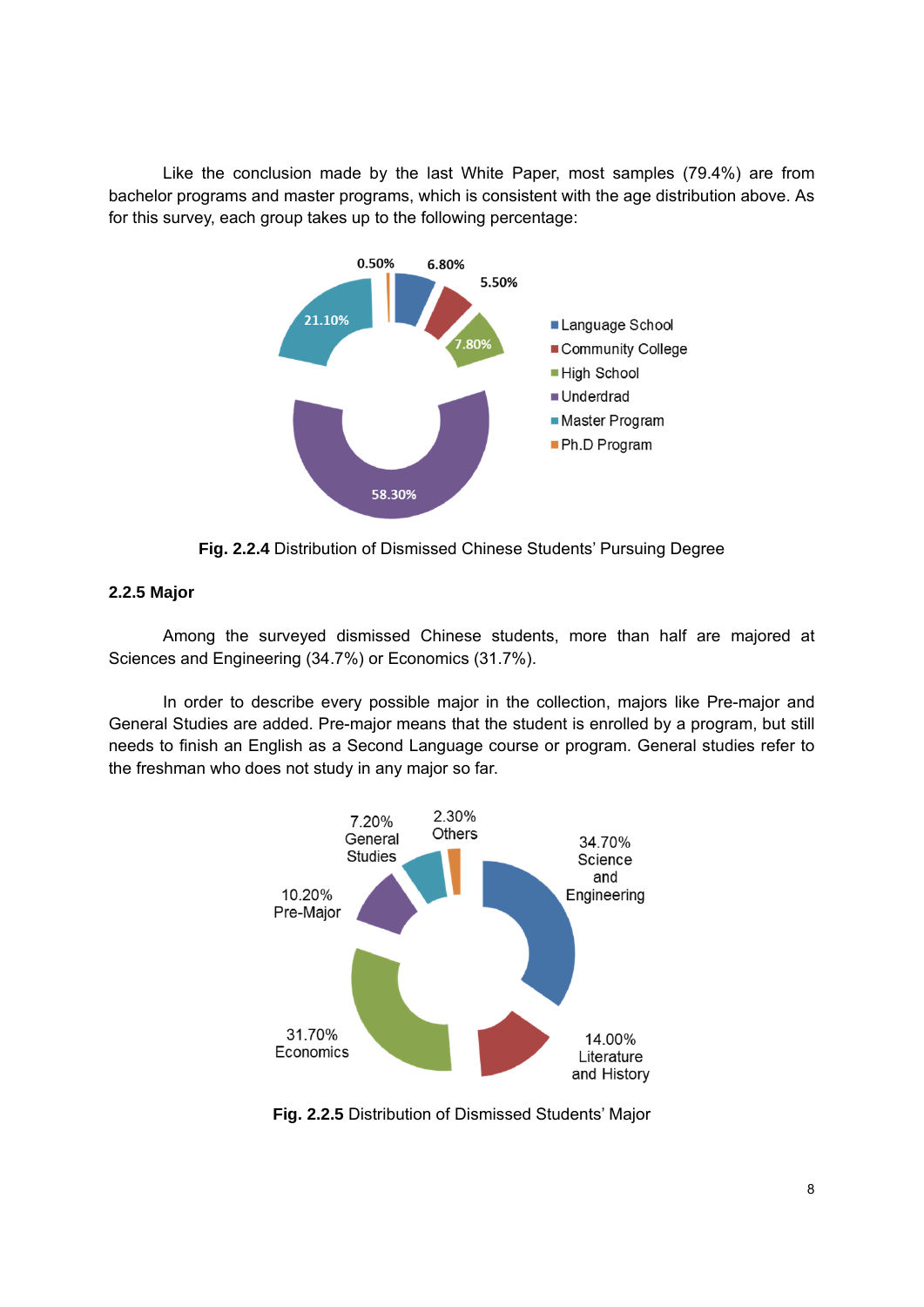Like the conclusion made by the last White Paper, most samples (79.4%) are from bachelor programs and master programs, which is consistent with the age distribution above. As for this survey, each group takes up to the following percentage:

**Fig. 2.2.4** Distribution of Dismissed Chinese Students' Pursuing Degree

### 2.2.5 Major

Among the surveyed dismissed Chinese students, more than half are majored at Sciences and Engineering (34.7%) or Economics (31.7%).

In order to describe every possible major in the collection, majors like Pre-major and General Studies are added. Pre-major means that the student is enrolled by a program, but still needs to finish an English as a Second Language course or program. General studies refer to the freshman who does not study in any major so far.

**Fig. 2.2.5** Distribution of Dismissed Students' Major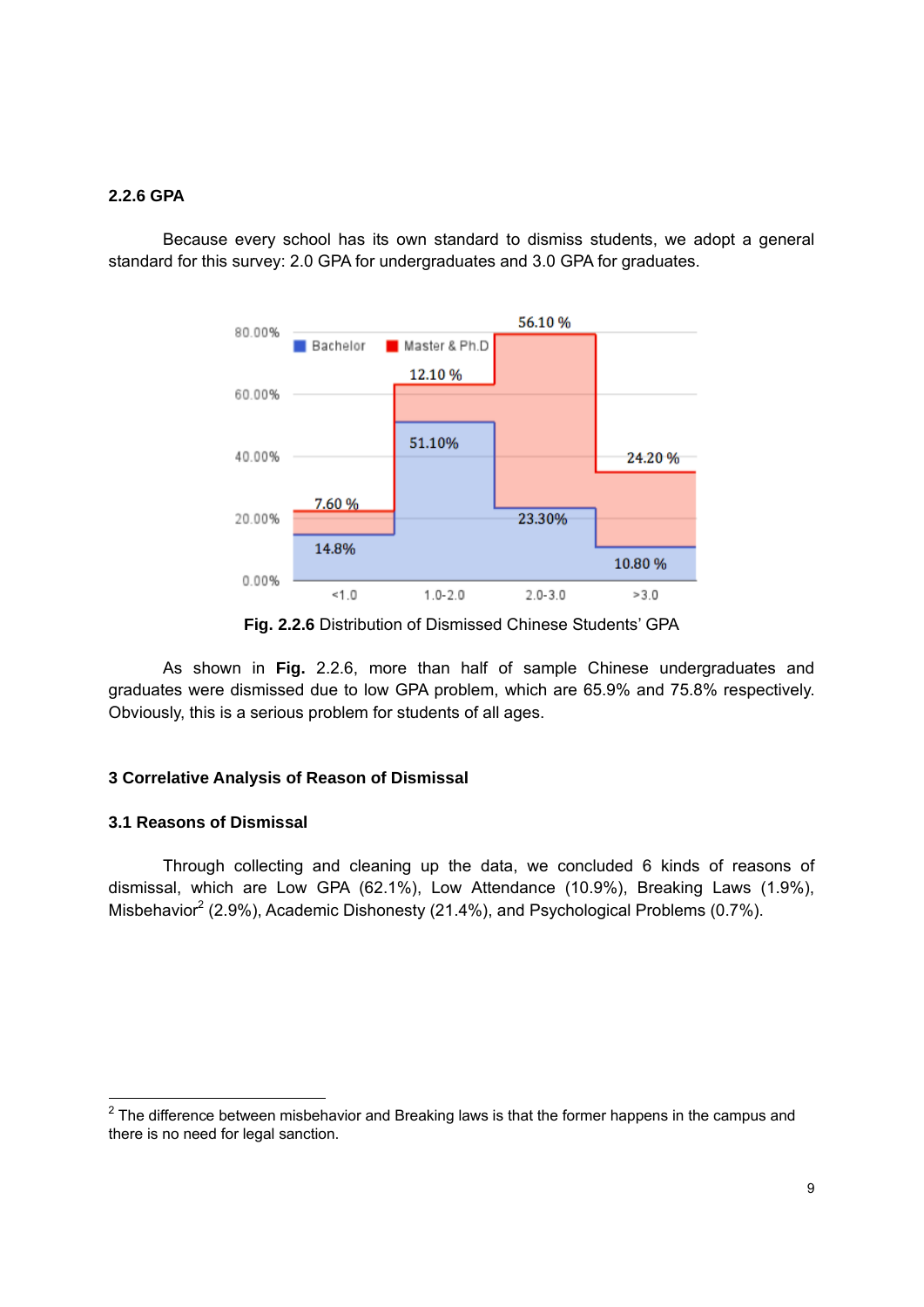### 2.2.6 GPA

Because every school has its own standard to dismiss students, we adopt a general standard for this survey: 2.0 GPA for undergraduates and 3.0 GPA for graduates.

**Fig. 2.2.6** Distribution of Dismissed Chinese Students' GPA

As shown in **Fig.** 2.2.6, more than half of sample Chinese undergraduates and graduates were dismissed due to low GPA problem, which are 65.9% and 75.8% respectively. Obviously, this is a serious problem for students of all ages.

## 3 Correlative Analysis of Reason of Dismissal

### 3.1 Reasons of Dismissal

Through collecting and cleaning up the data, we concluded 6 kinds of reasons of dismissal, which are Low GPA (62.1%), Low Attendance (10.9%), Breaking Laws (1.9%), Misbehavior[2] (2.9%), Academic Dishonesty (21.4%), and Psychological Problems (0.7%).

---

[2] The difference between misbehavior and Breaking laws is that the former happens in the campus and there is no need for legal sanction.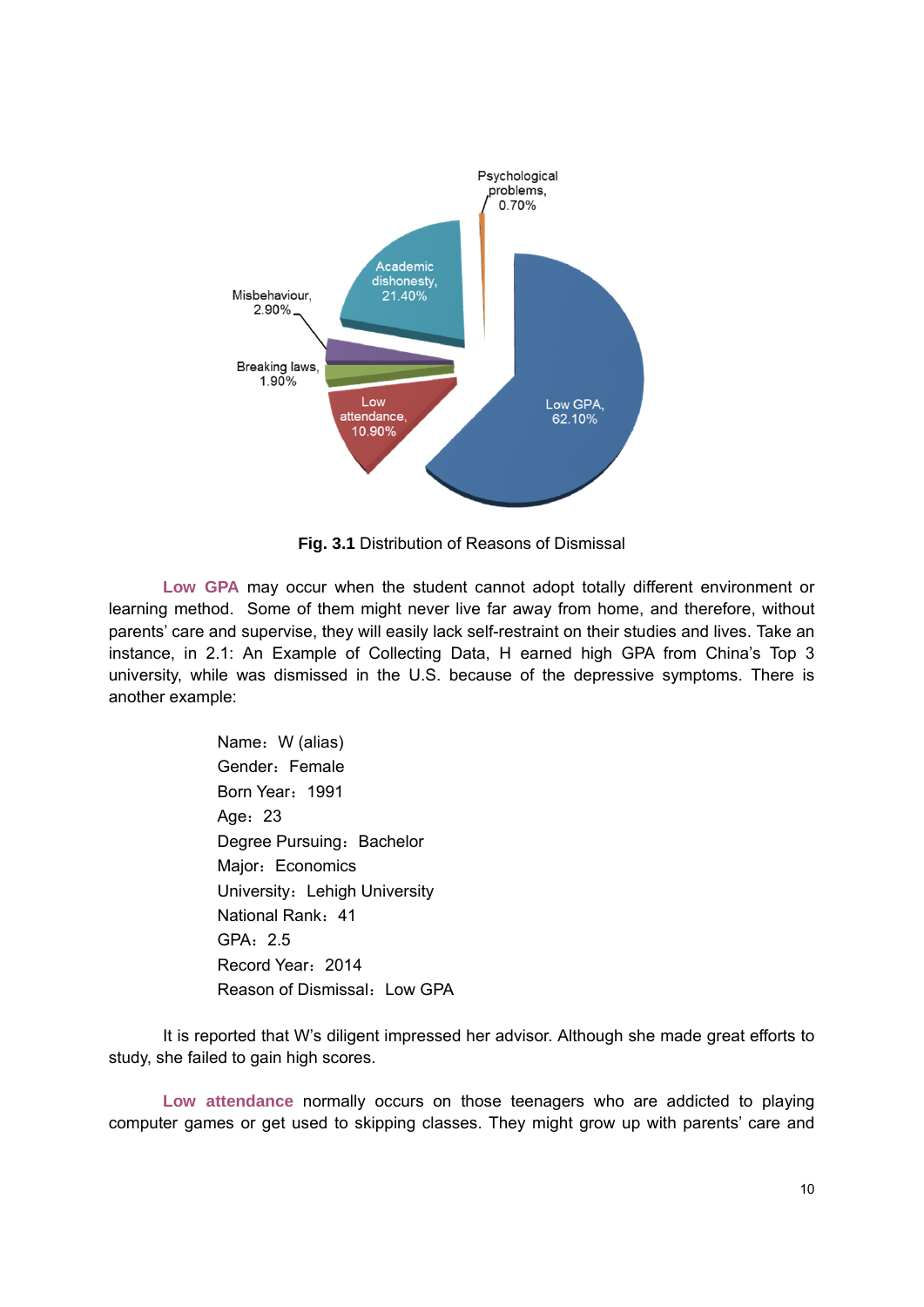**Fig. 3.1** Distribution of Reasons of Dismissal

**Low GPA** may occur when the student cannot adopt totally different environment or learning method. Some of them might never live far away from home, and therefore, without parents' care and supervise, they will easily lack self-restraint on their studies and lives. Take an instance, in 2.1: An Example of Collecting Data, H earned high GPA from China's Top 3 university, while was dismissed in the U.S. because of the depressive symptoms. There is another example:

Name：W (alias)
Gender：Female
Born Year：1991
Age：23
Degree Pursuing：Bachelor
Major：Economics
University：Lehigh University
National Rank：41
GPA：2.5
Record Year：2014
Reason of Dismissal：Low GPA

It is reported that W's diligent impressed her advisor. Although she made great efforts to study, she failed to gain high scores.

**Low attendance** normally occurs on those teenagers who are addicted to playing computer games or get used to skipping classes. They might grow up with parents' care and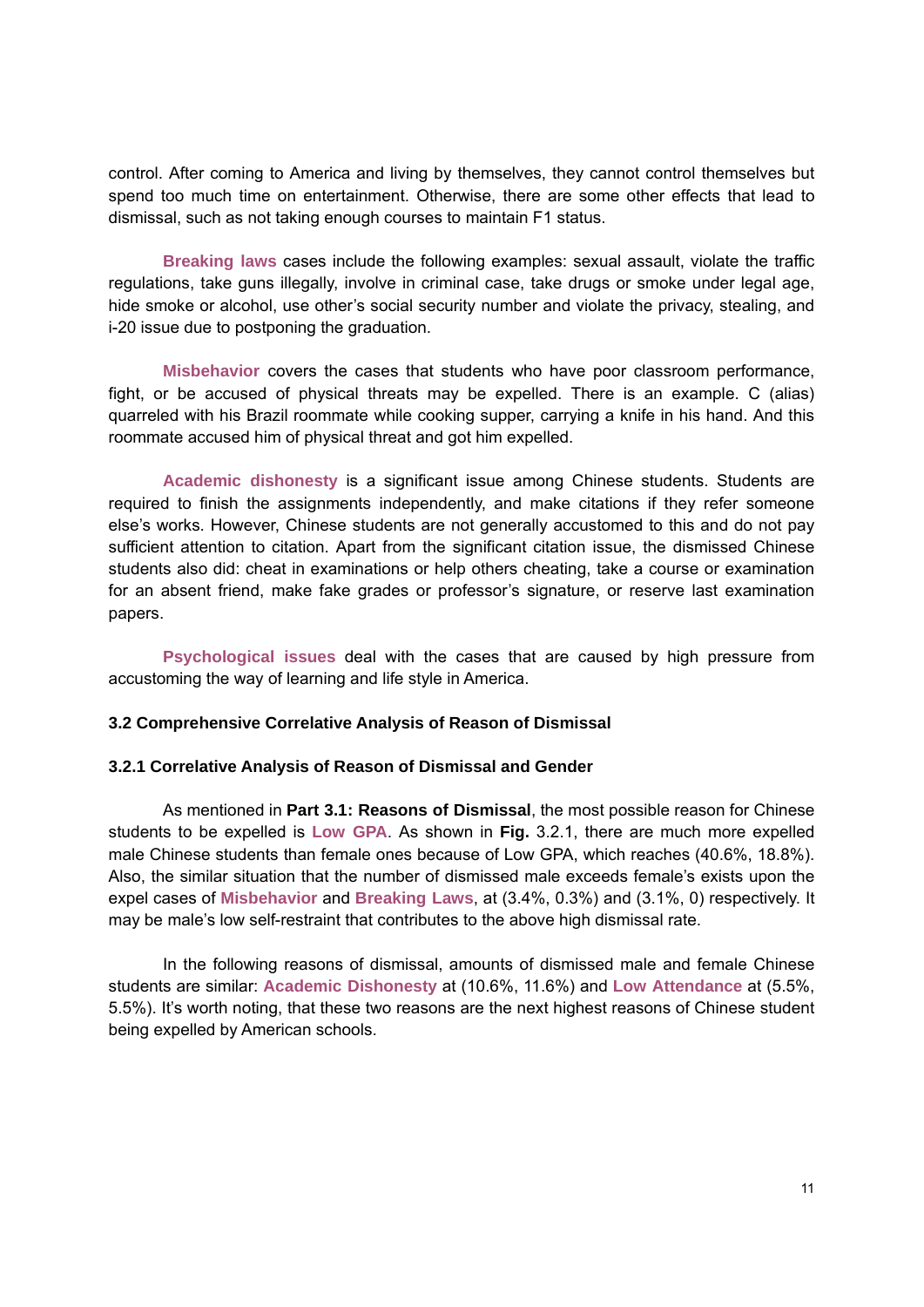control. After coming to America and living by themselves, they cannot control themselves but spend too much time on entertainment. Otherwise, there are some other effects that lead to dismissal, such as not taking enough courses to maintain F1 status.

**Breaking laws** cases include the following examples: sexual assault, violate the traffic regulations, take guns illegally, involve in criminal case, take drugs or smoke under legal age, hide smoke or alcohol, use other's social security number and violate the privacy, stealing, and i-20 issue due to postponing the graduation.

**Misbehavior** covers the cases that students who have poor classroom performance, fight, or be accused of physical threats may be expelled. There is an example. C (alias) quarreled with his Brazil roommate while cooking supper, carrying a knife in his hand. And this roommate accused him of physical threat and got him expelled.

**Academic dishonesty** is a significant issue among Chinese students. Students are required to finish the assignments independently, and make citations if they refer someone else's works. However, Chinese students are not generally accustomed to this and do not pay sufficient attention to citation. Apart from the significant citation issue, the dismissed Chinese students also did: cheat in examinations or help others cheating, take a course or examination for an absent friend, make fake grades or professor's signature, or reserve last examination papers.

**Psychological issues** deal with the cases that are caused by high pressure from accustoming the way of learning and life style in America.

### 3.2 Comprehensive Correlative Analysis of Reason of Dismissal

#### 3.2.1 Correlative Analysis of Reason of Dismissal and Gender

As mentioned in **Part 3.1: Reasons of Dismissal**, the most possible reason for Chinese students to be expelled is **Low GPA**. As shown in **Fig.** 3.2.1, there are much more expelled male Chinese students than female ones because of Low GPA, which reaches (40.6%, 18.8%). Also, the similar situation that the number of dismissed male exceeds female's exists upon the expel cases of **Misbehavior** and **Breaking Laws**, at (3.4%, 0.3%) and (3.1%, 0) respectively. It may be male's low self-restraint that contributes to the above high dismissal rate.

In the following reasons of dismissal, amounts of dismissed male and female Chinese students are similar: **Academic Dishonesty** at (10.6%, 11.6%) and **Low Attendance** at (5.5%, 5.5%). It's worth noting, that these two reasons are the next highest reasons of Chinese student being expelled by American schools.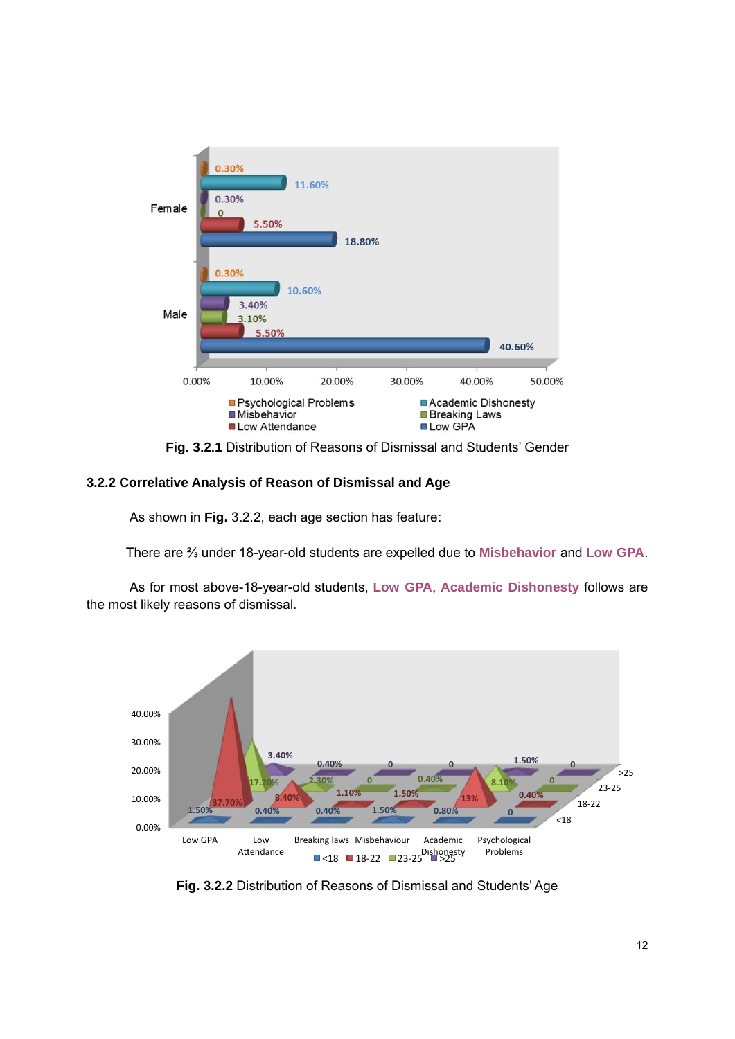Fig. 3.2.1 **Fig. 3.2.1** Distribution of Reasons of Dismissal and Students' Gender

### 3.2.2 Correlative Analysis of Reason of Dismissal and Age

As shown in **Fig.** 3.2.2, each age section has feature:

There are ⅔ under 18-year-old students are expelled due to **Misbehavior** and **Low GPA**.

As for most above-18-year-old students, **Low GPA**, **Academic Dishonesty** follows are the most likely reasons of dismissal.

**Fig. 3.2.2** Distribution of Reasons of Dismissal and Students' Age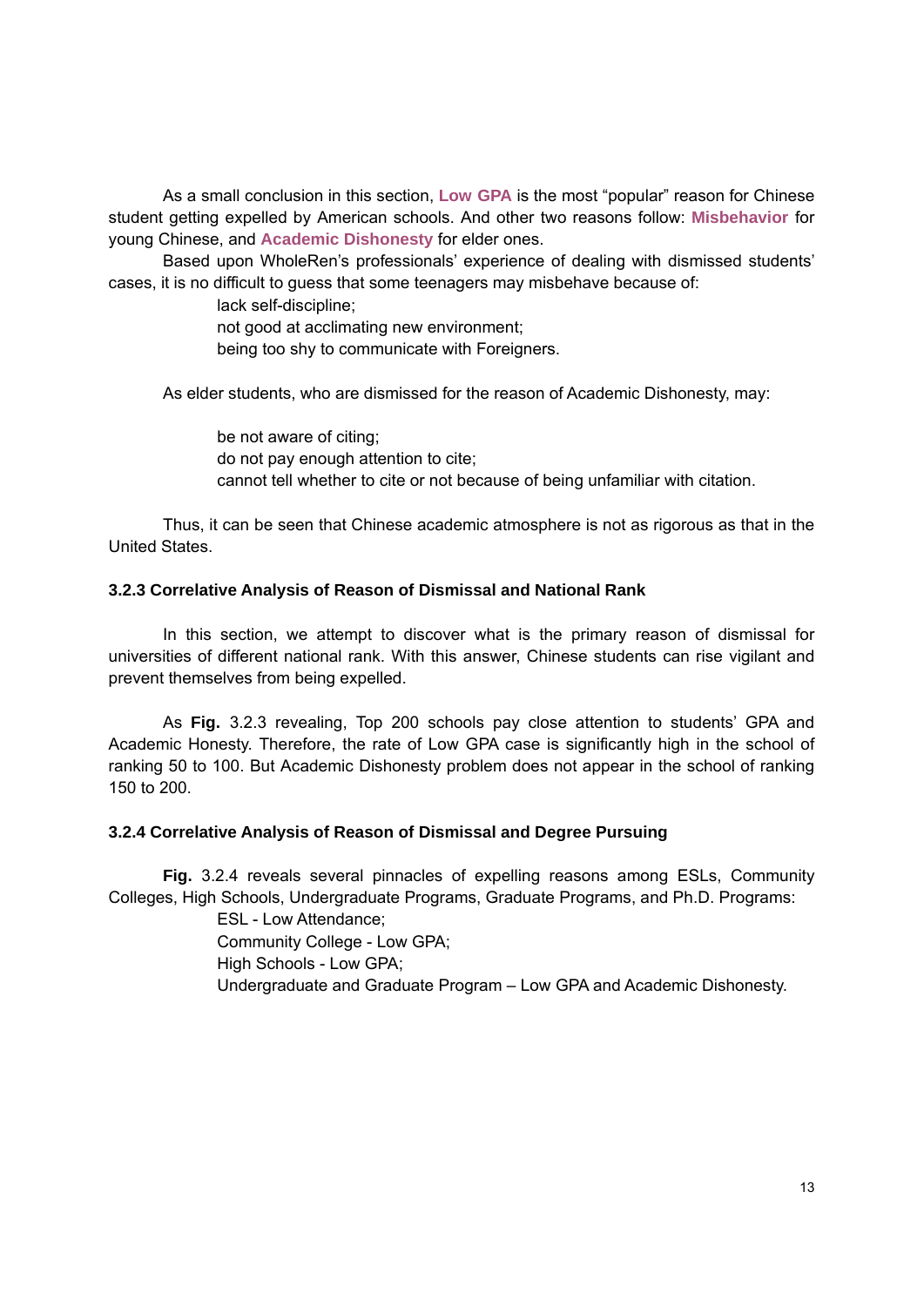As a small conclusion in this section, **Low GPA** is the most "popular" reason for Chinese student getting expelled by American schools. And other two reasons follow: **Misbehavior** for young Chinese, and **Academic Dishonesty** for elder ones.

Based upon WholeRen's professionals' experience of dealing with dismissed students' cases, it is no difficult to guess that some teenagers may misbehave because of:

lack self-discipline;
not good at acclimating new environment;
being too shy to communicate with Foreigners.

As elder students, who are dismissed for the reason of Academic Dishonesty, may:

be not aware of citing;
do not pay enough attention to cite;
cannot tell whether to cite or not because of being unfamiliar with citation.

Thus, it can be seen that Chinese academic atmosphere is not as rigorous as that in the United States.

### 3.2.3 Correlative Analysis of Reason of Dismissal and National Rank

In this section, we attempt to discover what is the primary reason of dismissal for universities of different national rank. With this answer, Chinese students can rise vigilant and prevent themselves from being expelled.

As **Fig.** 3.2.3 revealing, Top 200 schools pay close attention to students' GPA and Academic Honesty. Therefore, the rate of Low GPA case is significantly high in the school of ranking 50 to 100. But Academic Dishonesty problem does not appear in the school of ranking 150 to 200.

### 3.2.4 Correlative Analysis of Reason of Dismissal and Degree Pursuing

**Fig.** 3.2.4 reveals several pinnacles of expelling reasons among ESLs, Community Colleges, High Schools, Undergraduate Programs, Graduate Programs, and Ph.D. Programs:

ESL - Low Attendance;
Community College - Low GPA;
High Schools - Low GPA;
Undergraduate and Graduate Program – Low GPA and Academic Dishonesty.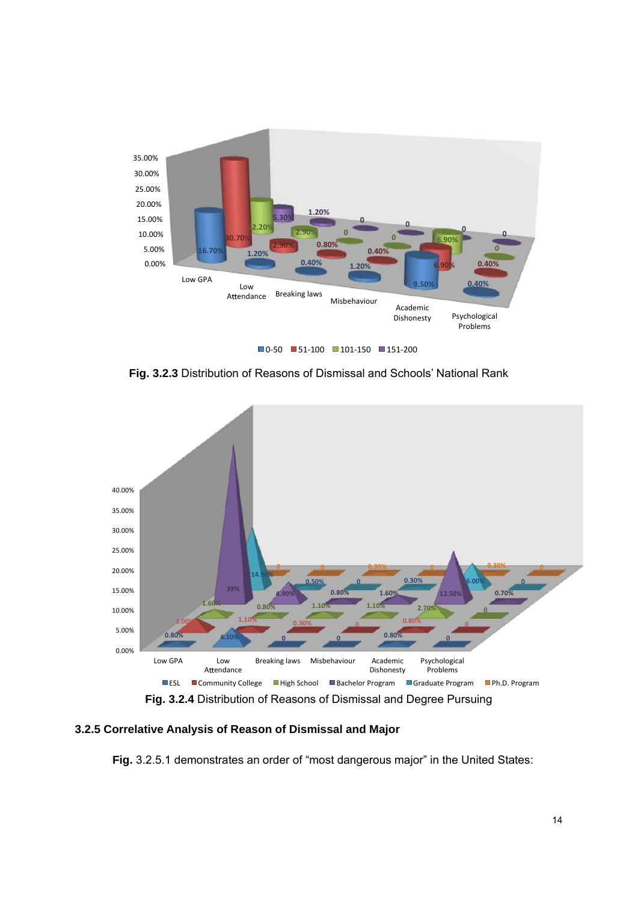**Fig. 3.2.3** Distribution of Reasons of Dismissal and Schools' National Rank

**Fig. 3.2.4** Distribution of Reasons of Dismissal and Degree Pursuing

### 3.2.5 Correlative Analysis of Reason of Dismissal and Major

**Fig.** 3.2.5.1 demonstrates an order of "most dangerous major" in the United States: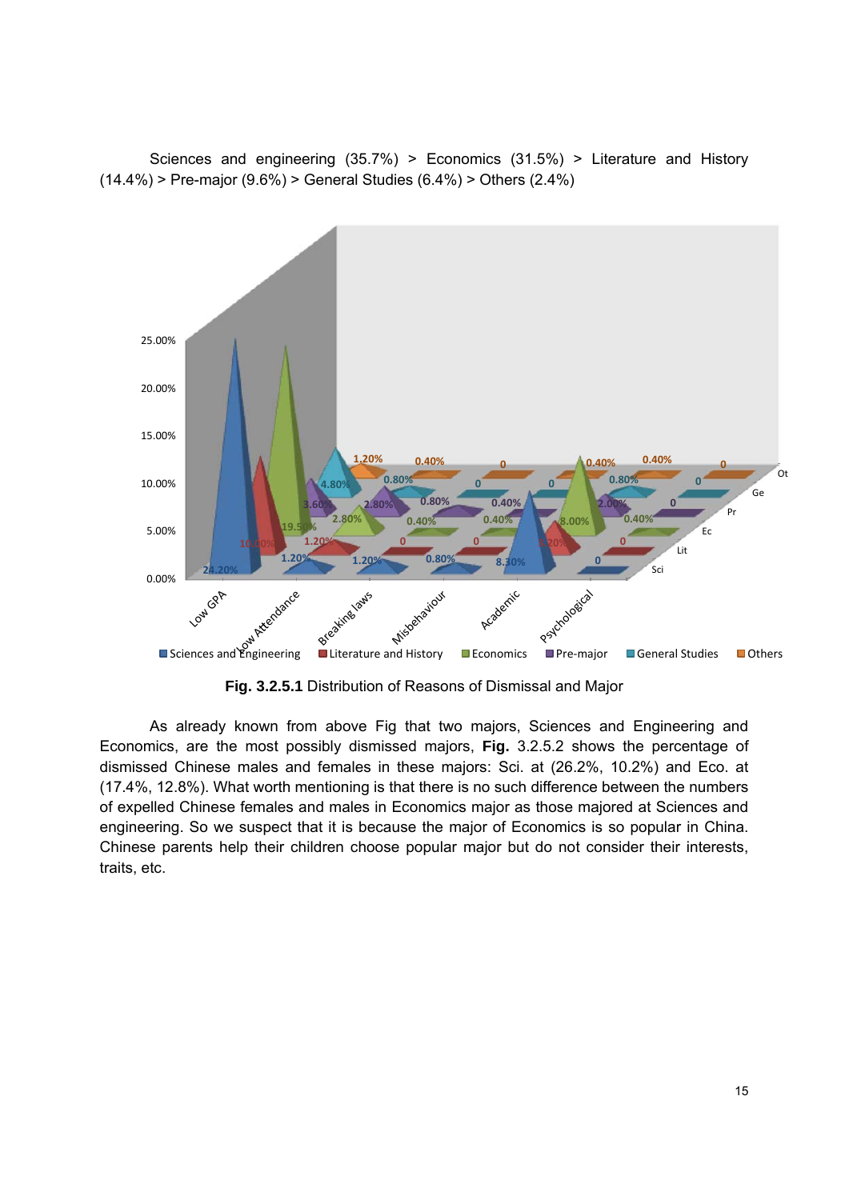Sciences and engineering (35.7%) > Economics (31.5%) > Literature and History (14.4%) > Pre-major (9.6%) > General Studies (6.4%) > Others (2.4%)

**Fig. 3.2.5.1** Distribution of Reasons of Dismissal and Major

As already known from above Fig that two majors, Sciences and Engineering and Economics, are the most possibly dismissed majors, **Fig.** 3.2.5.2 shows the percentage of dismissed Chinese males and females in these majors: Sci. at (26.2%, 10.2%) and Eco. at (17.4%, 12.8%). What worth mentioning is that there is no such difference between the numbers of expelled Chinese females and males in Economics major as those majored at Sciences and engineering. So we suspect that it is because the major of Economics is so popular in China. Chinese parents help their children choose popular major but do not consider their interests, traits, etc.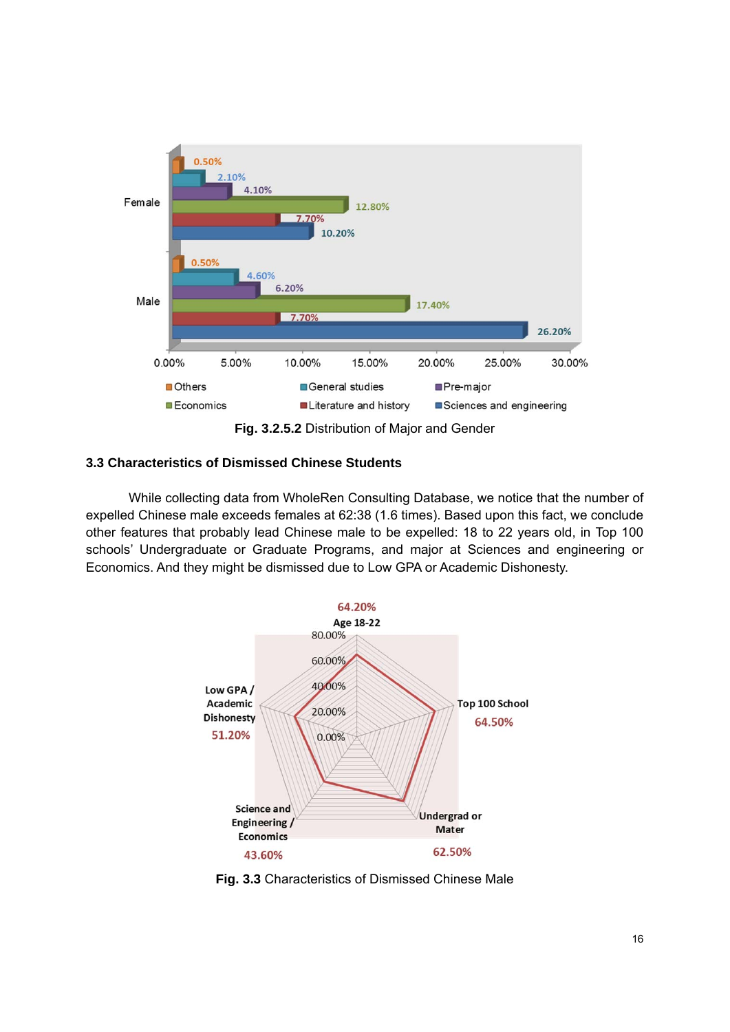**Fig. 3.2.5.2** Distribution of Major and Gender

### 3.3 Characteristics of Dismissed Chinese Students

While collecting data from WholeRen Consulting Database, we notice that the number of expelled Chinese male exceeds females at 62:38 (1.6 times). Based upon this fact, we conclude other features that probably lead Chinese male to be expelled: 18 to 22 years old, in Top 100 schools' Undergraduate or Graduate Programs, and major at Sciences and engineering or Economics. And they might be dismissed due to Low GPA or Academic Dishonesty.

**Fig. 3.3** Characteristics of Dismissed Chinese Male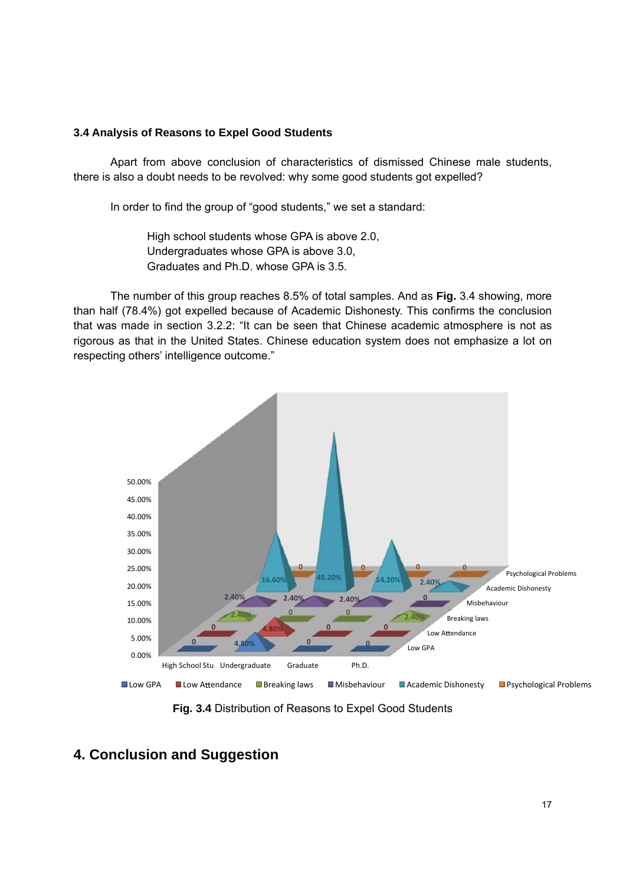### 3.4 Analysis of Reasons to Expel Good Students

Apart from above conclusion of characteristics of dismissed Chinese male students, there is also a doubt needs to be revolved: why some good students got expelled?

In order to find the group of "good students," we set a standard:

High school students whose GPA is above 2.0,
Undergraduates whose GPA is above 3.0,
Graduates and Ph.D. whose GPA is 3.5.

The number of this group reaches 8.5% of total samples. And as **Fig.** 3.4 showing, more than half (78.4%) got expelled because of Academic Dishonesty. This confirms the conclusion that was made in section 3.2.2: "It can be seen that Chinese academic atmosphere is not as rigorous as that in the United States. Chinese education system does not emphasize a lot on respecting others' intelligence outcome."

**Fig. 3.4** Distribution of Reasons to Expel Good Students

## 4. Conclusion and Suggestion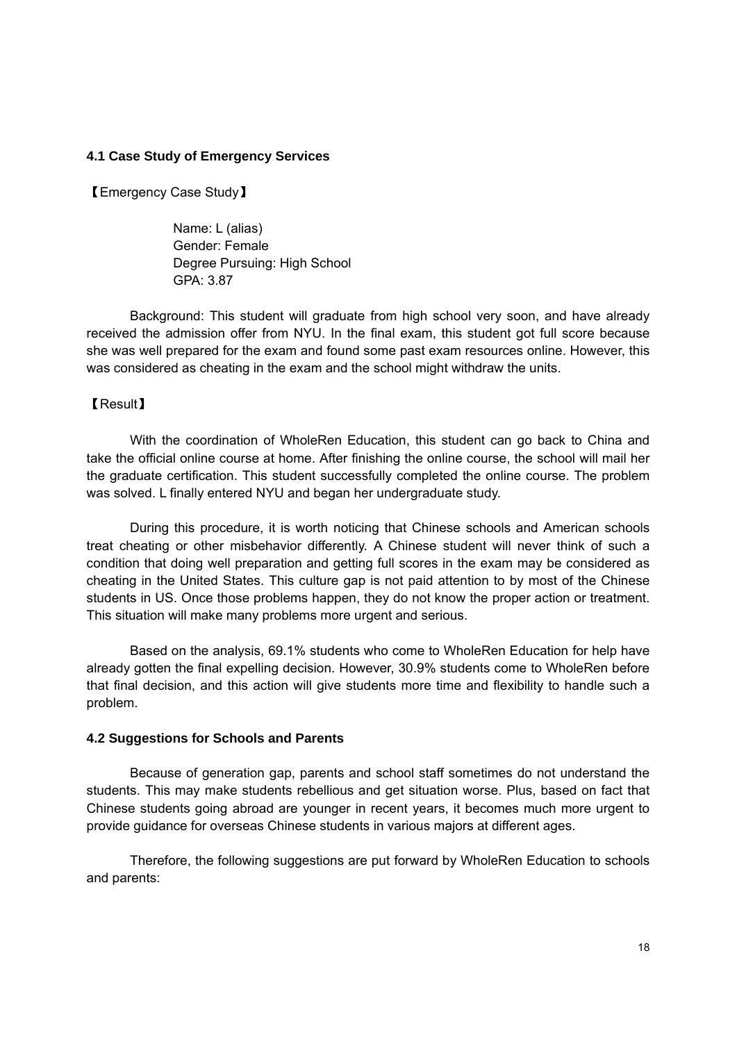### 4.1 Case Study of Emergency Services

【Emergency Case Study】

Name: L (alias)
Gender: Female
Degree Pursuing: High School
GPA: 3.87

Background: This student will graduate from high school very soon, and have already received the admission offer from NYU. In the final exam, this student got full score because she was well prepared for the exam and found some past exam resources online. However, this was considered as cheating in the exam and the school might withdraw the units.

【Result】

With the coordination of WholeRen Education, this student can go back to China and take the official online course at home. After finishing the online course, the school will mail her the graduate certification. This student successfully completed the online course. The problem was solved. L finally entered NYU and began her undergraduate study.

During this procedure, it is worth noticing that Chinese schools and American schools treat cheating or other misbehavior differently. A Chinese student will never think of such a condition that doing well preparation and getting full scores in the exam may be considered as cheating in the United States. This culture gap is not paid attention to by most of the Chinese students in US. Once those problems happen, they do not know the proper action or treatment. This situation will make many problems more urgent and serious.

Based on the analysis, 69.1% students who come to WholeRen Education for help have already gotten the final expelling decision. However, 30.9% students come to WholeRen before that final decision, and this action will give students more time and flexibility to handle such a problem.

### 4.2 Suggestions for Schools and Parents

Because of generation gap, parents and school staff sometimes do not understand the students. This may make students rebellious and get situation worse. Plus, based on fact that Chinese students going abroad are younger in recent years, it becomes much more urgent to provide guidance for overseas Chinese students in various majors at different ages.

Therefore, the following suggestions are put forward by WholeRen Education to schools and parents: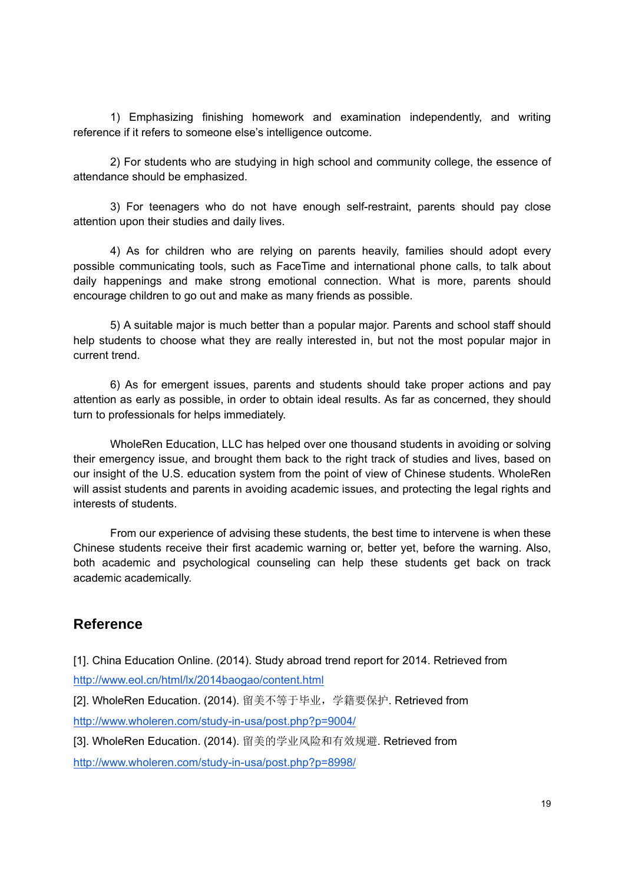1) Emphasizing finishing homework and examination independently, and writing reference if it refers to someone else's intelligence outcome.

2) For students who are studying in high school and community college, the essence of attendance should be emphasized.

3) For teenagers who do not have enough self-restraint, parents should pay close attention upon their studies and daily lives.

4) As for children who are relying on parents heavily, families should adopt every possible communicating tools, such as FaceTime and international phone calls, to talk about daily happenings and make strong emotional connection. What is more, parents should encourage children to go out and make as many friends as possible.

5) A suitable major is much better than a popular major. Parents and school staff should help students to choose what they are really interested in, but not the most popular major in current trend.

6) As for emergent issues, parents and students should take proper actions and pay attention as early as possible, in order to obtain ideal results. As far as concerned, they should turn to professionals for helps immediately.

WholeRen Education, LLC has helped over one thousand students in avoiding or solving their emergency issue, and brought them back to the right track of studies and lives, based on our insight of the U.S. education system from the point of view of Chinese students. WholeRen will assist students and parents in avoiding academic issues, and protecting the legal rights and interests of students.

From our experience of advising these students, the best time to intervene is when these Chinese students receive their first academic warning or, better yet, before the warning. Also, both academic and psychological counseling can help these students get back on track academic academically.

## Reference

[1]. China Education Online. (2014). Study abroad trend report for 2014. Retrieved from http://www.eol.cn/html/lx/2014baogao/content.html

[2]. WholeRen Education. (2014). 留美不等于毕业，学籍要保护. Retrieved from http://www.wholeren.com/study-in-usa/post.php?p=9004/

[3]. WholeRen Education. (2014). 留美的学业风险和有效规避. Retrieved from http://www.wholeren.com/study-in-usa/post.php?p=8998/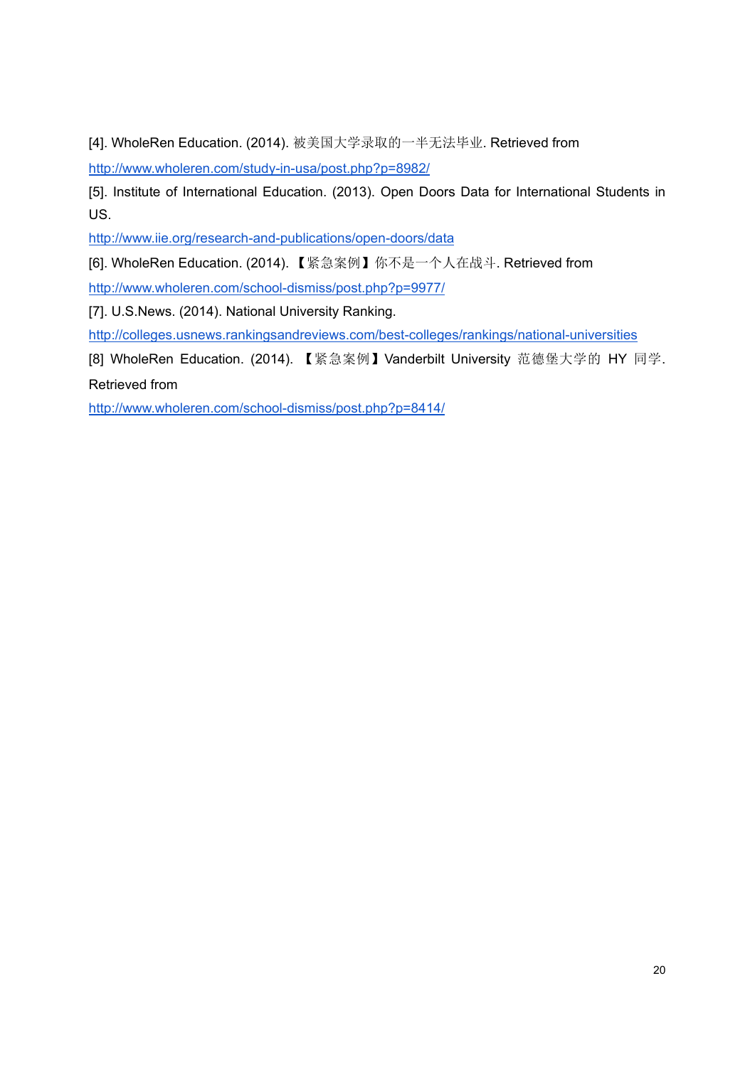[4]. WholeRen Education. (2014). 被美国大学录取的一半无法毕业. Retrieved from http://www.wholeren.com/study-in-usa/post.php?p=8982/

[5]. Institute of International Education. (2013). Open Doors Data for International Students in US.
http://www.iie.org/research-and-publications/open-doors/data

[6]. WholeRen Education. (2014). 【紧急案例】你不是一个人在战斗. Retrieved from http://www.wholeren.com/school-dismiss/post.php?p=9977/

[7]. U.S.News. (2014). National University Ranking.
http://colleges.usnews.rankingsandreviews.com/best-colleges/rankings/national-universities

[8] WholeRen Education. (2014). 【紧急案例】Vanderbilt University 范德堡大学的 HY 同学. Retrieved from
http://www.wholeren.com/school-dismiss/post.php?p=8414/